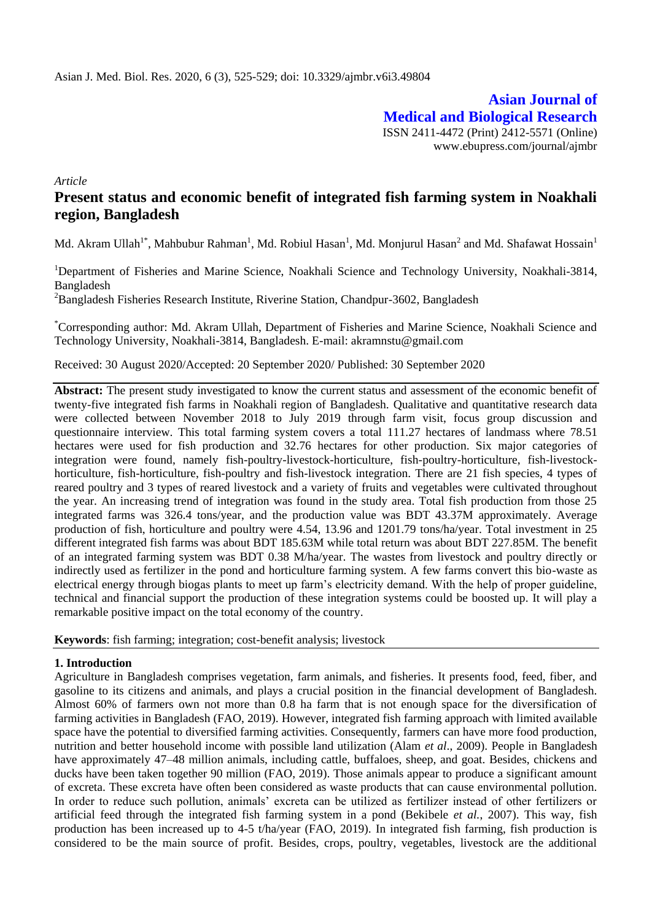*Article*

# Present status and economic benefit of integrated fish farming system in Noakhali region, Bangladesh

Md. Akram Ullah[1*], Mahbubur Rahman[1], Md. Robiul Hasan[1], Md. Monjurul Hasan[2] and Md. Shafawat Hossain[1]

[1]Department of Fisheries and Marine Science, Noakhali Science and Technology University, Noakhali-3814, Bangladesh

[2]Bangladesh Fisheries Research Institute, Riverine Station, Chandpur-3602, Bangladesh

[*]Corresponding author: Md. Akram Ullah, Department of Fisheries and Marine Science, Noakhali Science and Technology University, Noakhali-3814, Bangladesh. E-mail: akramnstu@gmail.com

Received: 30 August 2020/Accepted: 20 September 2020/ Published: 30 September 2020

**Abstract:** The present study investigated to know the current status and assessment of the economic benefit of twenty-five integrated fish farms in Noakhali region of Bangladesh. Qualitative and quantitative research data were collected between November 2018 to July 2019 through farm visit, focus group discussion and questionnaire interview. This total farming system covers a total 111.27 hectares of landmass where 78.51 hectares were used for fish production and 32.76 hectares for other production. Six major categories of integration were found, namely fish-poultry-livestock-horticulture, fish-poultry-horticulture, fish-livestock-horticulture, fish-horticulture, fish-poultry and fish-livestock integration. There are 21 fish species, 4 types of reared poultry and 3 types of reared livestock and a variety of fruits and vegetables were cultivated throughout the year. An increasing trend of integration was found in the study area. Total fish production from those 25 integrated farms was 326.4 tons/year, and the production value was BDT 43.37M approximately. Average production of fish, horticulture and poultry were 4.54, 13.96 and 1201.79 tons/ha/year. Total investment in 25 different integrated fish farms was about BDT 185.63M while total return was about BDT 227.85M. The benefit of an integrated farming system was BDT 0.38 M/ha/year. The wastes from livestock and poultry directly or indirectly used as fertilizer in the pond and horticulture farming system. A few farms convert this bio-waste as electrical energy through biogas plants to meet up farm's electricity demand. With the help of proper guideline, technical and financial support the production of these integration systems could be boosted up. It will play a remarkable positive impact on the total economy of the country.

**Keywords**: fish farming; integration; cost-benefit analysis; livestock

## 1. Introduction

Agriculture in Bangladesh comprises vegetation, farm animals, and fisheries. It presents food, feed, fiber, and gasoline to its citizens and animals, and plays a crucial position in the financial development of Bangladesh. Almost 60% of farmers own not more than 0.8 ha farm that is not enough space for the diversification of farming activities in Bangladesh (FAO, 2019). However, integrated fish farming approach with limited available space have the potential to diversified farming activities. Consequently, farmers can have more food production, nutrition and better household income with possible land utilization (Alam *et al*., 2009). People in Bangladesh have approximately 47–48 million animals, including cattle, buffaloes, sheep, and goat. Besides, chickens and ducks have been taken together 90 million (FAO, 2019). Those animals appear to produce a significant amount of excreta. These excreta have often been considered as waste products that can cause environmental pollution. In order to reduce such pollution, animals' excreta can be utilized as fertilizer instead of other fertilizers or artificial feed through the integrated fish farming system in a pond (Bekibele *et al.*, 2007). This way, fish production has been increased up to 4-5 t/ha/year (FAO, 2019). In integrated fish farming, fish production is considered to be the main source of profit. Besides, crops, poultry, vegetables, livestock are the additional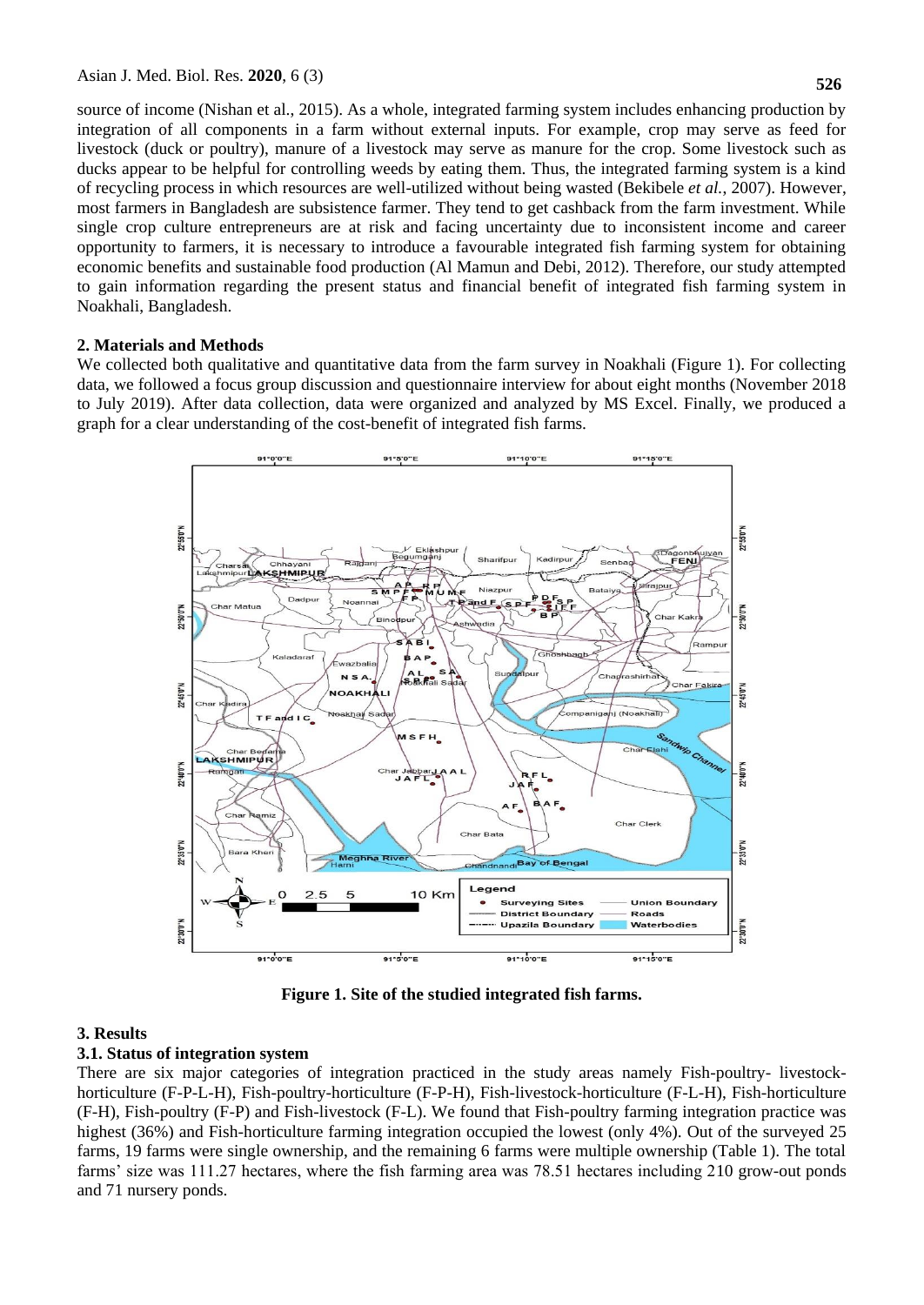source of income (Nishan et al., 2015). As a whole, integrated farming system includes enhancing production by integration of all components in a farm without external inputs. For example, crop may serve as feed for livestock (duck or poultry), manure of a livestock may serve as manure for the crop. Some livestock such as ducks appear to be helpful for controlling weeds by eating them. Thus, the integrated farming system is a kind of recycling process in which resources are well-utilized without being wasted (Bekibele *et al.*, 2007). However, most farmers in Bangladesh are subsistence farmer. They tend to get cashback from the farm investment. While single crop culture entrepreneurs are at risk and facing uncertainty due to inconsistent income and career opportunity to farmers, it is necessary to introduce a favourable integrated fish farming system for obtaining economic benefits and sustainable food production (Al Mamun and Debi, 2012). Therefore, our study attempted to gain information regarding the present status and financial benefit of integrated fish farming system in Noakhali, Bangladesh.

## 2. Materials and Methods

We collected both qualitative and quantitative data from the farm survey in Noakhali (Figure 1). For collecting data, we followed a focus group discussion and questionnaire interview for about eight months (November 2018 to July 2019). After data collection, data were organized and analyzed by MS Excel. Finally, we produced a graph for a clear understanding of the cost-benefit of integrated fish farms.

**Figure 1. Site of the studied integrated fish farms.**

## 3. Results

### 3.1. Status of integration system

There are six major categories of integration practiced in the study areas namely Fish-poultry- livestock-horticulture (F-P-L-H), Fish-poultry-horticulture (F-P-H), Fish-livestock-horticulture (F-L-H), Fish-horticulture (F-H), Fish-poultry (F-P) and Fish-livestock (F-L). We found that Fish-poultry farming integration practice was highest (36%) and Fish-horticulture farming integration occupied the lowest (only 4%). Out of the surveyed 25 farms, 19 farms were single ownership, and the remaining 6 farms were multiple ownership (Table 1). The total farms' size was 111.27 hectares, where the fish farming area was 78.51 hectares including 210 grow-out ponds and 71 nursery ponds.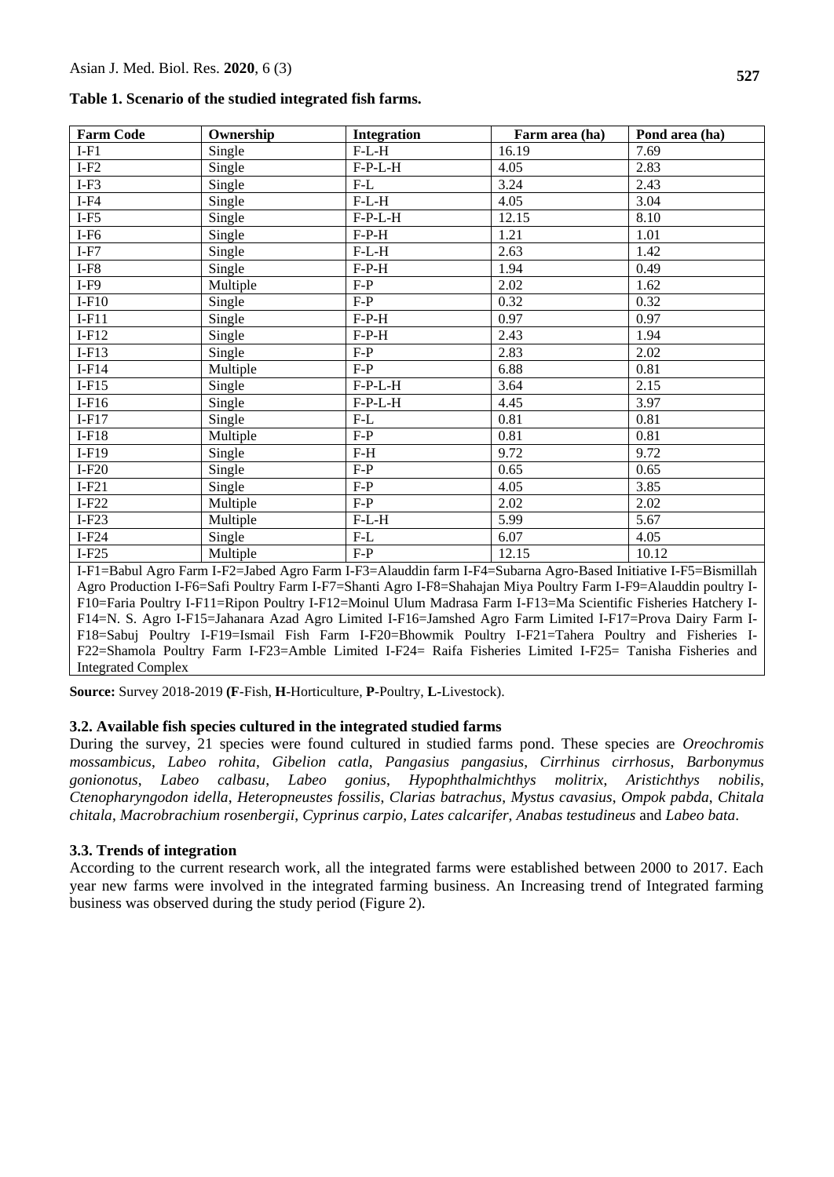**Table 1. Scenario of the studied integrated fish farms.**

| Farm Code | Ownership | Integration | Farm area (ha) | Pond area (ha) |
|---|---|---|---|---|
| I-F1 | Single | F-L-H | 16.19 | 7.69 |
| I-F2 | Single | F-P-L-H | 4.05 | 2.83 |
| I-F3 | Single | F-L | 3.24 | 2.43 |
| I-F4 | Single | F-L-H | 4.05 | 3.04 |
| I-F5 | Single | F-P-L-H | 12.15 | 8.10 |
| I-F6 | Single | F-P-H | 1.21 | 1.01 |
| I-F7 | Single | F-L-H | 2.63 | 1.42 |
| I-F8 | Single | F-P-H | 1.94 | 0.49 |
| I-F9 | Multiple | F-P | 2.02 | 1.62 |
| I-F10 | Single | F-P | 0.32 | 0.32 |
| I-F11 | Single | F-P-H | 0.97 | 0.97 |
| I-F12 | Single | F-P-H | 2.43 | 1.94 |
| I-F13 | Single | F-P | 2.83 | 2.02 |
| I-F14 | Multiple | F-P | 6.88 | 0.81 |
| I-F15 | Single | F-P-L-H | 3.64 | 2.15 |
| I-F16 | Single | F-P-L-H | 4.45 | 3.97 |
| I-F17 | Single | F-L | 0.81 | 0.81 |
| I-F18 | Multiple | F-P | 0.81 | 0.81 |
| I-F19 | Single | F-H | 9.72 | 9.72 |
| I-F20 | Single | F-P | 0.65 | 0.65 |
| I-F21 | Single | F-P | 4.05 | 3.85 |
| I-F22 | Multiple | F-P | 2.02 | 2.02 |
| I-F23 | Multiple | F-L-H | 5.99 | 5.67 |
| I-F24 | Single | F-L | 6.07 | 4.05 |
| I-F25 | Multiple | F-P | 12.15 | 10.12 |

I-F1=Babul Agro Farm I-F2=Jabed Agro Farm I-F3=Alauddin farm I-F4=Subarna Agro-Based Initiative I-F5=Bismillah Agro Production I-F6=Safi Poultry Farm I-F7=Shanti Agro I-F8=Shahajan Miya Poultry Farm I-F9=Alauddin poultry I-F10=Faria Poultry I-F11=Ripon Poultry I-F12=Moinul Ulum Madrasa Farm I-F13=Ma Scientific Fisheries Hatchery I-F14=N. S. Agro I-F15=Jahanara Azad Agro Limited I-F16=Jamshed Agro Farm Limited I-F17=Prova Dairy Farm I-F18=Sabuj Poultry I-F19=Ismail Fish Farm I-F20=Bhowmik Poultry I-F21=Tahera Poultry and Fisheries I-F22=Shamola Poultry Farm I-F23=Amble Limited I-F24= Raifa Fisheries Limited I-F25= Tanisha Fisheries and Integrated Complex

**Source:** Survey 2018-2019 (**F**-Fish, **H**-Horticulture, **P**-Poultry, **L**-Livestock).

### 3.2. Available fish species cultured in the integrated studied farms

During the survey, 21 species were found cultured in studied farms pond. These species are *Oreochromis mossambicus*, *Labeo rohita*, *Gibelion catla*, *Pangasius pangasius*, *Cirrhinus cirrhosus*, *Barbonymus gonionotus*, *Labeo calbasu*, *Labeo gonius*, *Hypophthalmichthys molitrix*, *Aristichthys nobilis*, *Ctenopharyngodon idella*, *Heteropneustes fossilis*, *Clarias batrachus*, *Mystus cavasius*, *Ompok pabda*, *Chitala chitala*, *Macrobrachium rosenbergii*, *Cyprinus carpio*, *Lates calcarifer*, *Anabas testudineus* and *Labeo bata*.

### 3.3. Trends of integration

According to the current research work, all the integrated farms were established between 2000 to 2017. Each year new farms were involved in the integrated farming business. An Increasing trend of Integrated farming business was observed during the study period (Figure 2).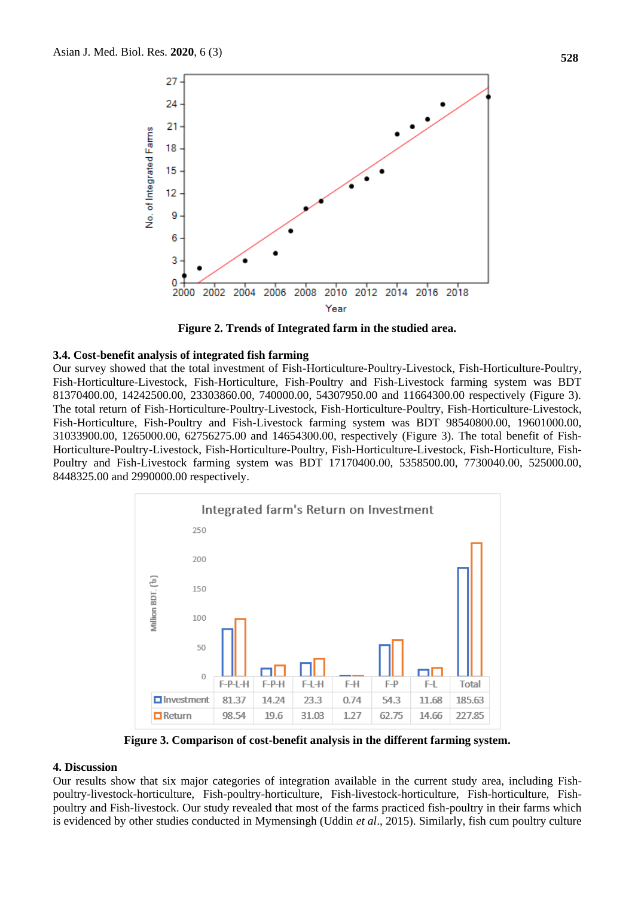27
24
21
18
15
12
9
6
3
0

No. of Integrated Farms

2000 2002 2004 2006 2008 2010 2012 2014 2016 2018

Year

**Figure 2. Trends of Integrated farm in the studied area.**

### 3.4. Cost-benefit analysis of integrated fish farming

Our survey showed that the total investment of Fish-Horticulture-Poultry-Livestock, Fish-Horticulture-Poultry, Fish-Horticulture-Livestock, Fish-Horticulture, Fish-Poultry and Fish-Livestock farming system was BDT 81370400.00, 14242500.00, 23303860.00, 740000.00, 54307950.00 and 11664300.00 respectively (Figure 3). The total return of Fish-Horticulture-Poultry-Livestock, Fish-Horticulture-Poultry, Fish-Horticulture-Livestock, Fish-Horticulture, Fish-Poultry and Fish-Livestock farming system was BDT 98540800.00, 19601000.00, 31033900.00, 1265000.00, 62756275.00 and 14654300.00, respectively (Figure 3). The total benefit of Fish-Horticulture-Poultry-Livestock, Fish-Horticulture-Poultry, Fish-Horticulture-Livestock, Fish-Horticulture, Fish-Poultry and Fish-Livestock farming system was BDT 17170400.00, 5358500.00, 7730040.00, 525000.00, 8448325.00 and 2990000.00 respectively.

Integrated farm's Return on Investment

250
200
150
100
50
0

Million BDT. (৳)

F-P-L-H F-P-H F-L-H F-H F-P F-L Total

Investment 81.37 14.24 23.3 0.74 54.3 11.68 185.63

Return 98.54 19.6 31.03 1.27 62.75 14.66 227.85

**Figure 3. Comparison of cost-benefit analysis in the different farming system.**

## 4. Discussion

Our results show that six major categories of integration available in the current study area, including Fish-poultry-livestock-horticulture, Fish-poultry-horticulture, Fish-livestock-horticulture, Fish-horticulture, Fish-poultry and Fish-livestock. Our study revealed that most of the farms practiced fish-poultry in their farms which is evidenced by other studies conducted in Mymensingh (Uddin *et al*., 2015). Similarly, fish cum poultry culture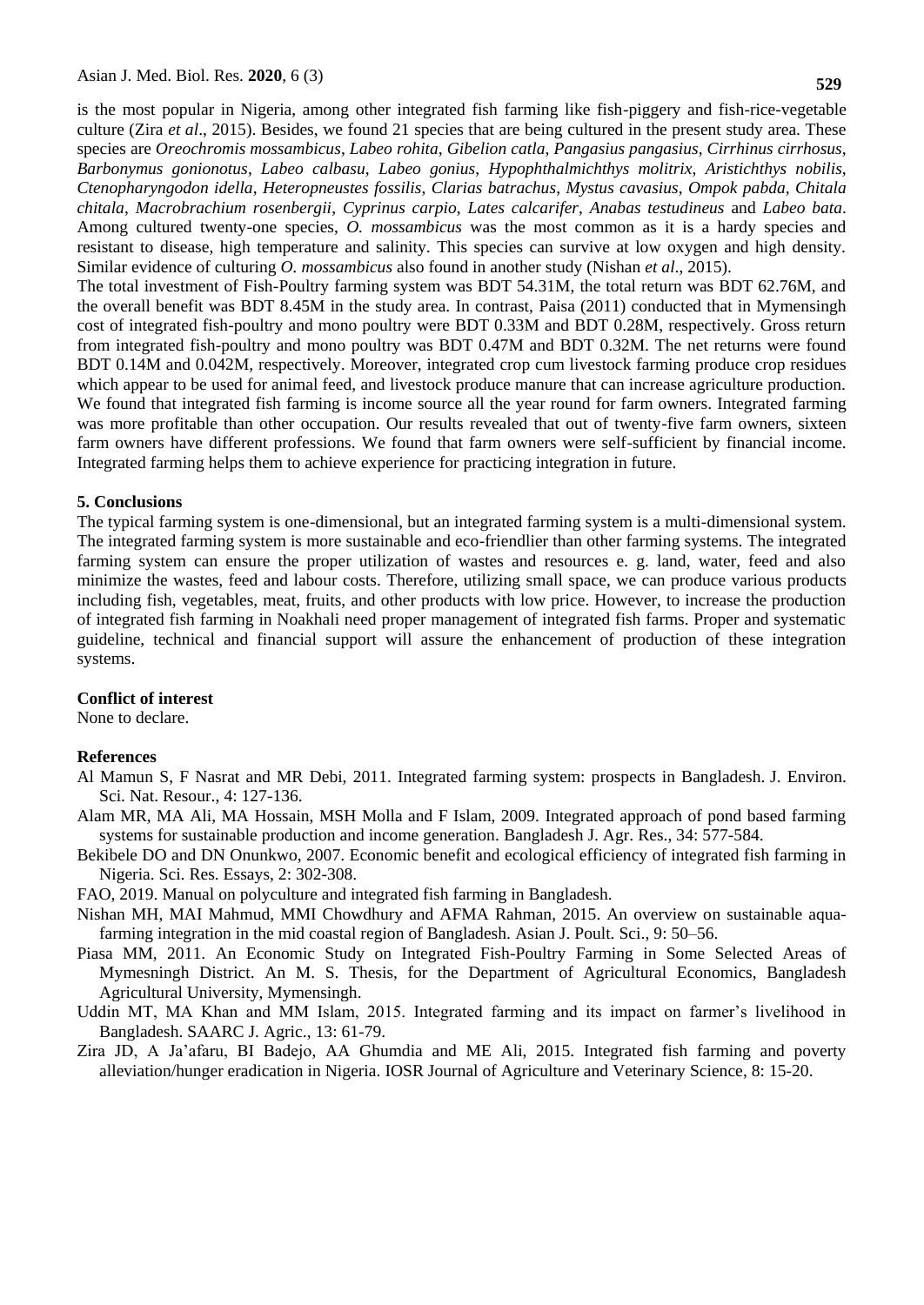is the most popular in Nigeria, among other integrated fish farming like fish-piggery and fish-rice-vegetable culture (Zira *et al*., 2015). Besides, we found 21 species that are being cultured in the present study area. These species are *Oreochromis mossambicus*, *Labeo rohita*, *Gibelion catla*, *Pangasius pangasius*, *Cirrhinus cirrhosus*, *Barbonymus gonionotus*, *Labeo calbasu*, *Labeo gonius*, *Hypophthalmichthys molitrix*, *Aristichthys nobilis*, *Ctenopharyngodon idella*, *Heteropneustes fossilis*, *Clarias batrachus*, *Mystus cavasius*, *Ompok pabda*, *Chitala chitala*, *Macrobrachium rosenbergii*, *Cyprinus carpio*, *Lates calcarifer*, *Anabas testudineus* and *Labeo bata*. Among cultured twenty-one species, *O. mossambicus* was the most common as it is a hardy species and resistant to disease, high temperature and salinity. This species can survive at low oxygen and high density. Similar evidence of culturing *O. mossambicus* also found in another study (Nishan *et al*., 2015).

The total investment of Fish-Poultry farming system was BDT 54.31M, the total return was BDT 62.76M, and the overall benefit was BDT 8.45M in the study area. In contrast, Paisa (2011) conducted that in Mymensingh cost of integrated fish-poultry and mono poultry were BDT 0.33M and BDT 0.28M, respectively. Gross return from integrated fish-poultry and mono poultry was BDT 0.47M and BDT 0.32M. The net returns were found BDT 0.14M and 0.042M, respectively. Moreover, integrated crop cum livestock farming produce crop residues which appear to be used for animal feed, and livestock produce manure that can increase agriculture production. We found that integrated fish farming is income source all the year round for farm owners. Integrated farming was more profitable than other occupation. Our results revealed that out of twenty-five farm owners, sixteen farm owners have different professions. We found that farm owners were self-sufficient by financial income. Integrated farming helps them to achieve experience for practicing integration in future.

## 5. Conclusions

The typical farming system is one-dimensional, but an integrated farming system is a multi-dimensional system. The integrated farming system is more sustainable and eco-friendlier than other farming systems. The integrated farming system can ensure the proper utilization of wastes and resources e. g. land, water, feed and also minimize the wastes, feed and labour costs. Therefore, utilizing small space, we can produce various products including fish, vegetables, meat, fruits, and other products with low price. However, to increase the production of integrated fish farming in Noakhali need proper management of integrated fish farms. Proper and systematic guideline, technical and financial support will assure the enhancement of production of these integration systems.

## Conflict of interest

None to declare.

## References

Al Mamun S, F Nasrat and MR Debi, 2011. Integrated farming system: prospects in Bangladesh. J. Environ. Sci. Nat. Resour., 4: 127-136.

Alam MR, MA Ali, MA Hossain, MSH Molla and F Islam, 2009. Integrated approach of pond based farming systems for sustainable production and income generation. Bangladesh J. Agr. Res., 34: 577-584.

Bekibele DO and DN Onunkwo, 2007. Economic benefit and ecological efficiency of integrated fish farming in Nigeria. Sci. Res. Essays, 2: 302-308.

FAO, 2019. Manual on polyculture and integrated fish farming in Bangladesh.

Nishan MH, MAI Mahmud, MMI Chowdhury and AFMA Rahman, 2015. An overview on sustainable aqua-farming integration in the mid coastal region of Bangladesh. Asian J. Poult. Sci., 9: 50–56.

Piasa MM, 2011. An Economic Study on Integrated Fish-Poultry Farming in Some Selected Areas of Mymesningh District. An M. S. Thesis, for the Department of Agricultural Economics, Bangladesh Agricultural University, Mymensingh.

Uddin MT, MA Khan and MM Islam, 2015. Integrated farming and its impact on farmer's livelihood in Bangladesh. SAARC J. Agric., 13: 61-79.

Zira JD, A Ja'afaru, BI Badejo, AA Ghumdia and ME Ali, 2015. Integrated fish farming and poverty alleviation/hunger eradication in Nigeria. IOSR Journal of Agriculture and Veterinary Science, 8: 15-20.